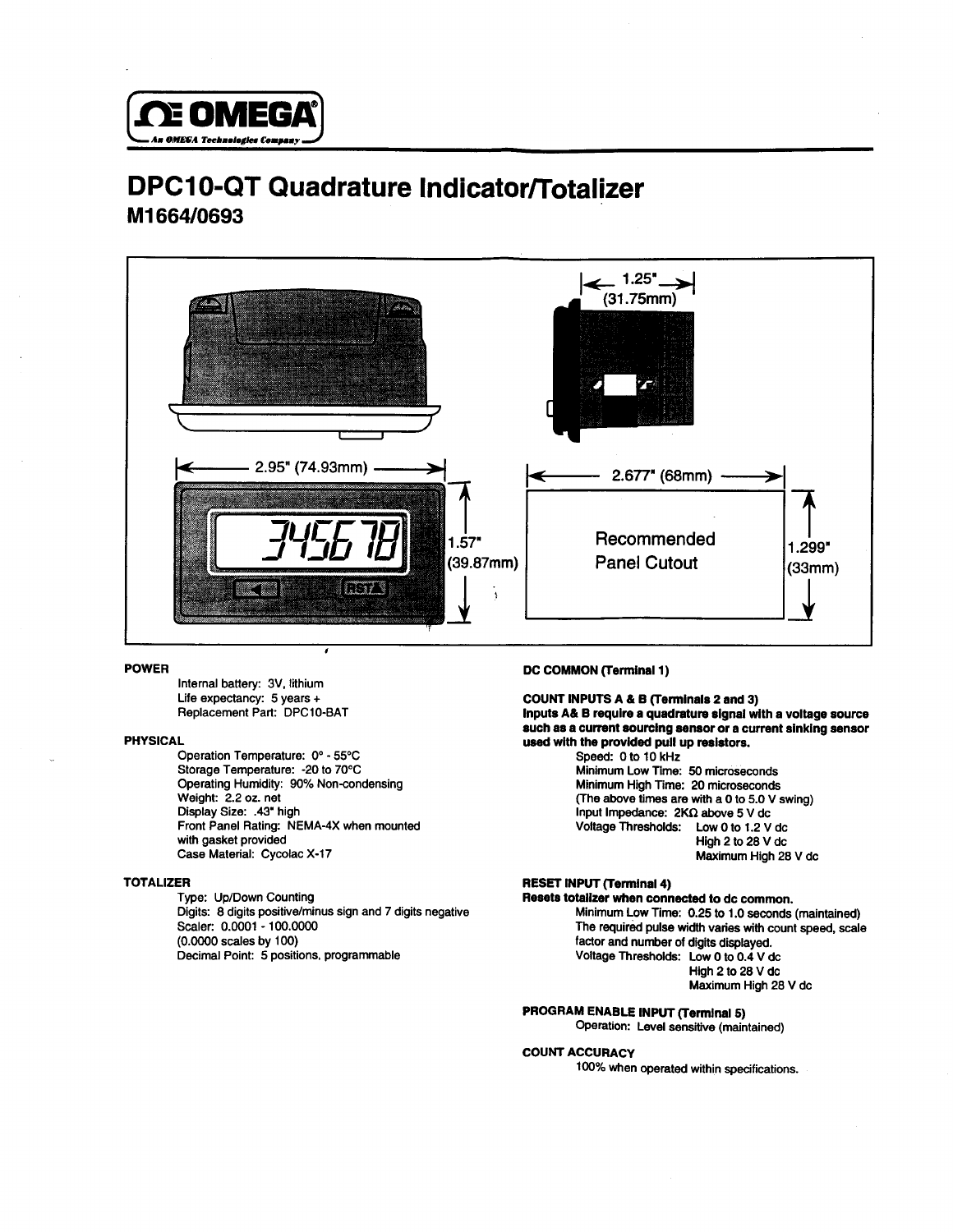OMEGA

An OMEGA Technologies Company

# DPC10-QT Quadrature Indicator/Totalizer

## M1664/0693

1.25" (31.75mm)

2.95" (74.93mm)

1.57" (39.87mm)

2.677" (68mm)

Recommended Panel Cutout

1.299" (33mm)

### POWER

Internal battery: 3V, lithium
Life expectancy: 5 years +
Replacement Part: DPC10-BAT

### PHYSICAL

Operation Temperature: 0° - 55°C
Storage Temperature: -20 to 70°C
Operating Humidity: 90% Non-condensing
Weight: 2.2 oz. net
Display Size: .43" high
Front Panel Rating: NEMA-4X when mounted with gasket provided
Case Material: Cycolac X-17

### TOTALIZER

Type: Up/Down Counting
Digits: 8 digits positive/minus sign and 7 digits negative
Scaler: 0.0001 - 100.0000
(0.0000 scales by 100)
Decimal Point: 5 positions, programmable

### DC COMMON (Terminal 1)

### COUNT INPUTS A & B (Terminals 2 and 3)

**Inputs A& B require a quadrature signal with a voltage source such as a current sourcing sensor or a current sinking sensor used with the provided pull up resistors.**

Speed: 0 to 10 kHz
Minimum Low Time: 50 microseconds
Minimum High Time: 20 microseconds
(The above times are with a 0 to 5.0 V swing)
Input Impedance: 2KΩ above 5 V dc
Voltage Thresholds: Low 0 to 1.2 V dc
High 2 to 28 V dc
Maximum High 28 V dc

### RESET INPUT (Terminal 4)

**Resets totalizer when connected to dc common.**

Minimum Low Time: 0.25 to 1.0 seconds (maintained)
The required pulse width varies with count speed, scale factor and number of digits displayed.
Voltage Thresholds: Low 0 to 0.4 V dc
High 2 to 28 V dc
Maximum High 28 V dc

### PROGRAM ENABLE INPUT (Terminal 5)

Operation: Level sensitive (maintained)

### COUNT ACCURACY

100% when operated within specifications.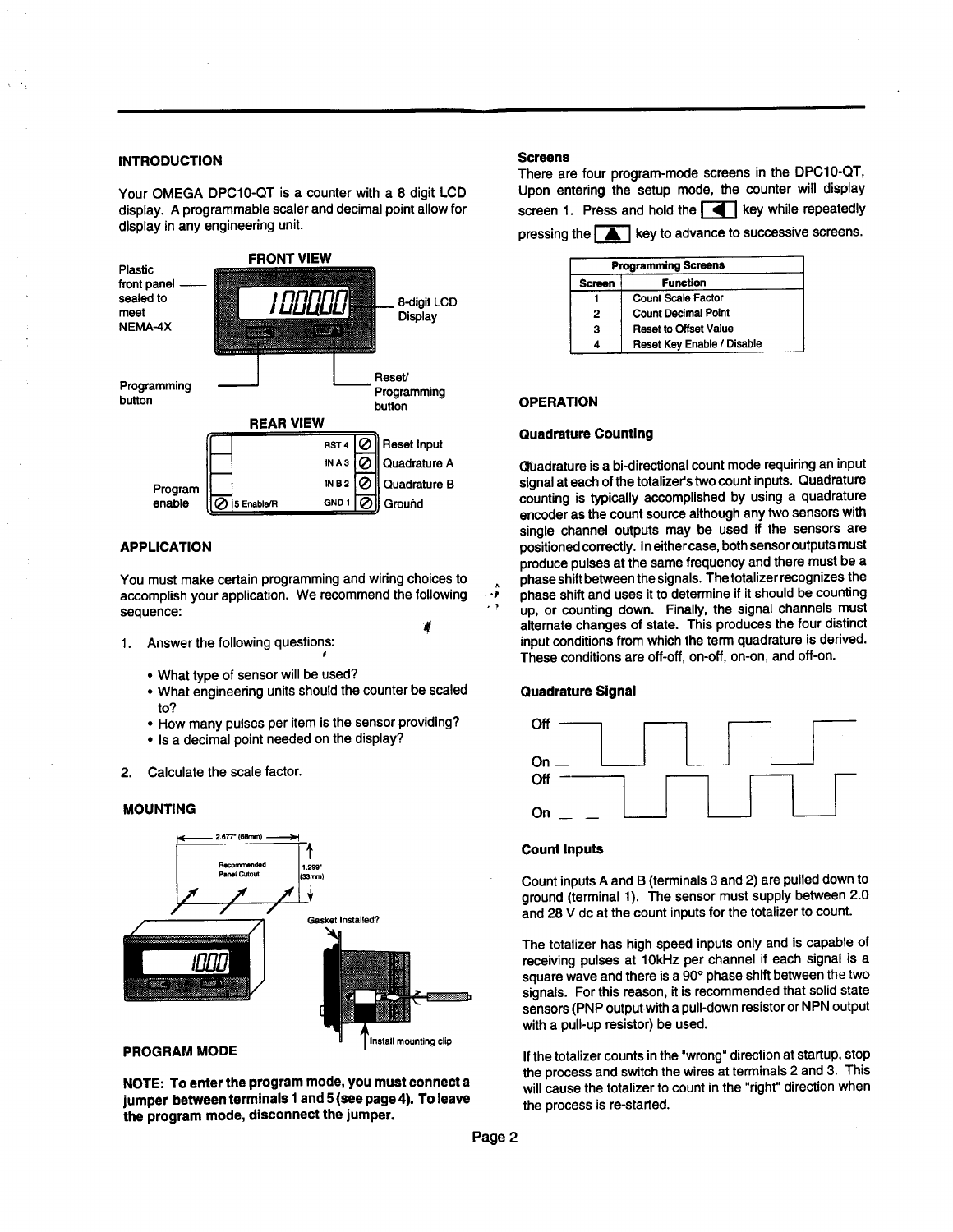## INTRODUCTION

Your OMEGA DPC10-QT is a counter with a 8 digit LCD display. A programmable scaler and decimal point allow for display in any engineering unit.

**FRONT VIEW**

Plastic front panel sealed to meet NEMA-4X

8-digit LCD Display

Programming button

Reset/ Programming button

**REAR VIEW**

RST 4 — Reset Input

IN A 3 — Quadrature A

IN B 2 — Quadrature B

GND 1 — Ground

5 Enable/R — Program enable

## APPLICATION

You must make certain programming and wiring choices to accomplish your application. We recommend the following sequence:

1. Answer the following questions:
   - What type of sensor will be used?
   - What engineering units should the counter be scaled to?
   - How many pulses per item is the sensor providing?
   - Is a decimal point needed on the display?
2. Calculate the scale factor.

## MOUNTING

2.677" (68mm)

Recommended Panel Cutout

1.299" (33mm)

Gasket Installed?

Install mounting clip

## PROGRAM MODE

**NOTE: To enter the program mode, you must connect a jumper between terminals 1 and 5 (see page 4). To leave the program mode, disconnect the jumper.**

### Screens

There are four program-mode screens in the DPC10-QT. Upon entering the setup mode, the counter will display screen 1. Press and hold the [◄] key while repeatedly pressing the [▲] key to advance to successive screens.

| Programming Screens | |
|---|---|
| **Screen** | **Function** |
| 1 | Count Scale Factor |
| 2 | Count Decimal Point |
| 3 | Reset to Offset Value |
| 4 | Reset Key Enable / Disable |

## OPERATION

### Quadrature Counting

Quadrature is a bi-directional count mode requiring an input signal at each of the totalizer's two count inputs. Quadrature counting is typically accomplished by using a quadrature encoder as the count source although any two sensors with single channel outputs may be used if the sensors are positioned correctly. In either case, both sensor outputs must produce pulses at the same frequency and there must be a phase shift between the signals. The totalizer recognizes the phase shift and uses it to determine if it should be counting up, or counting down. Finally, the signal channels must alternate changes of state. This produces the four distinct input conditions from which the term quadrature is derived. These conditions are off-off, on-off, on-on, and off-on.

### Quadrature Signal

Off

On

Off

On

### Count Inputs

Count inputs A and B (terminals 3 and 2) are pulled down to ground (terminal 1). The sensor must supply between 2.0 and 28 V dc at the count inputs for the totalizer to count.

The totalizer has high speed inputs only and is capable of receiving pulses at 10kHz per channel if each signal is a square wave and there is a 90° phase shift between the two signals. For this reason, it is recommended that solid state sensors (PNP output with a pull-down resistor or NPN output with a pull-up resistor) be used.

If the totalizer counts in the "wrong" direction at startup, stop the process and switch the wires at terminals 2 and 3. This will cause the totalizer to count in the "right" direction when the process is re-started.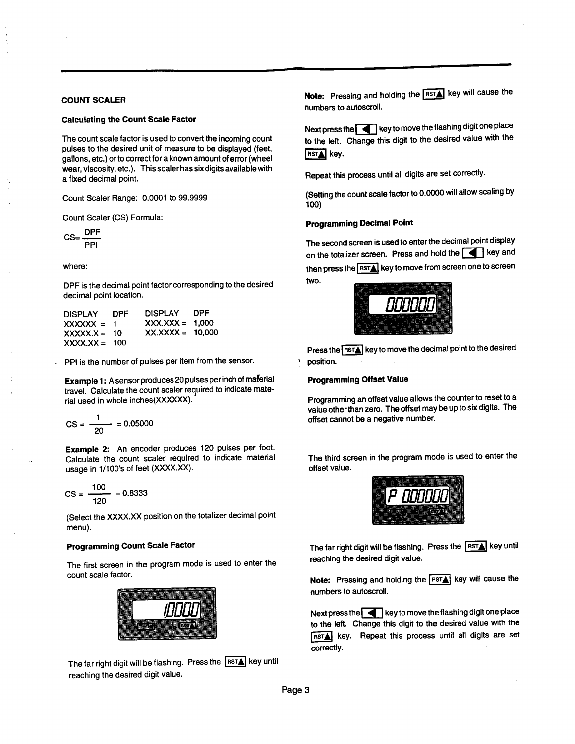### COUNT SCALER

**Calculating the Count Scale Factor**

The count scale factor is used to convert the incoming count pulses to the desired unit of measure to be displayed (feet, gallons, etc.) or to correct for a known amount of error (wheel wear, viscosity, etc.). This scaler has six digits available with a fixed decimal point.

Count Scaler Range: 0.0001 to 99.9999

Count Scaler (CS) Formula:

$$CS = \frac{DPF}{PPI}$$

where:

DPF is the decimal point factor corresponding to the desired decimal point location.

| DISPLAY | DPF | DISPLAY | DPF |
|---|---|---|---|
| XXXXXX = | 1 | XXX.XXX = | 1,000 |
| XXXXX.X = | 10 | XX.XXXX = | 10,000 |
| XXXX.XX = | 100 | | |

PPI is the number of pulses per item from the sensor.

**Example 1:** A sensor produces 20 pulses per inch of material travel. Calculate the count scaler required to indicate material used in whole inches(XXXXXX).

$$CS = \frac{1}{20} = 0.05000$$

**Example 2:** An encoder produces 120 pulses per foot. Calculate the count scaler required to indicate material usage in 1/100's of feet (XXXX.XX).

$$CS = \frac{100}{120} = 0.8333$$

(Select the XXXX.XX position on the totalizer decimal point menu).

**Programming Count Scale Factor**

The first screen in the program mode is used to enter the count scale factor.

10000

The far right digit will be flashing. Press the RST▲ key until reaching the desired digit value.

**Note:** Pressing and holding the RST▲ key will cause the numbers to autoscroll.

Next press the ◄ key to move the flashing digit one place to the left. Change this digit to the desired value with the RST▲ key.

Repeat this process until all digits are set correctly.

(Setting the count scale factor to 0.0000 will allow scaling by 100)

**Programming Decimal Point**

The second screen is used to enter the decimal point display on the totalizer screen. Press and hold the ◄ key and then press the RST▲ key to move from screen one to screen two.

000000

Press the RST▲ key to move the decimal point to the desired position.

**Programming Offset Value**

Programming an offset value allows the counter to reset to a value other than zero. The offset may be up to six digits. The offset cannot be a negative number.

The third screen in the program mode is used to enter the offset value.

P 000000

The far right digit will be flashing. Press the RST▲ key until reaching the desired digit value.

**Note:** Pressing and holding the RST▲ key will cause the numbers to autoscroll.

Next press the ◄ key to move the flashing digit one place to the left. Change this digit to the desired value with the RST▲ key. Repeat this process until all digits are set correctly.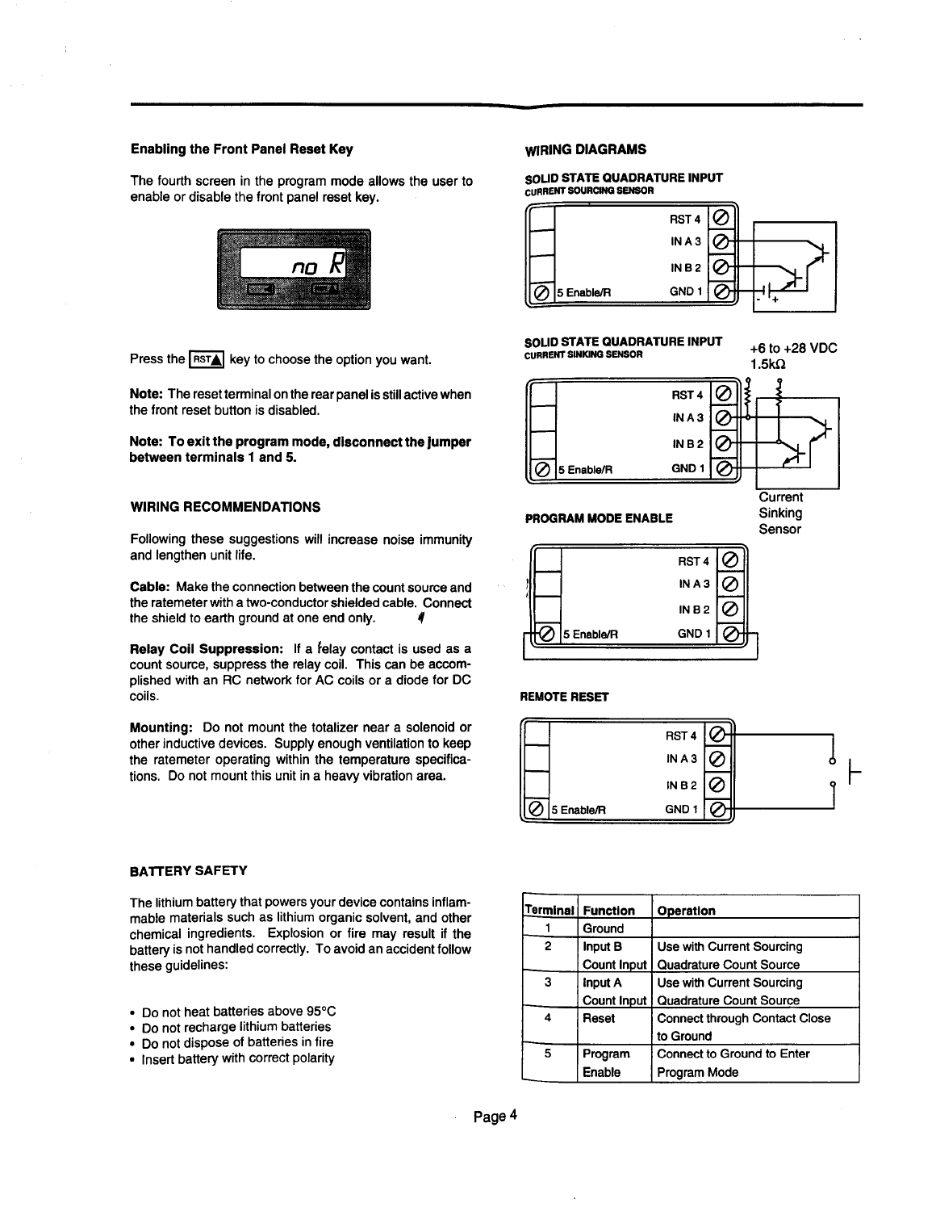### Enabling the Front Panel Reset Key

The fourth screen in the program mode allows the user to enable or disable the front panel reset key.

Press the RST▲ key to choose the option you want.

**Note:** The reset terminal on the rear panel is still active when the front reset button is disabled.

**Note: To exit the program mode, disconnect the jumper between terminals 1 and 5.**

### WIRING RECOMMENDATIONS

Following these suggestions will increase noise immunity and lengthen unit life.

**Cable:** Make the connection between the count source and the ratemeter with a two-conductor shielded cable. Connect the shield to earth ground at one end only.

**Relay Coil Suppression:** If a relay contact is used as a count source, suppress the relay coil. This can be accomplished with an RC network for AC coils or a diode for DC coils.

**Mounting:** Do not mount the totalizer near a solenoid or other inductive devices. Supply enough ventilation to keep the ratemeter operating within the temperature specifications. Do not mount this unit in a heavy vibration area.

### WIRING DIAGRAMS

**SOLID STATE QUADRATURE INPUT**
CURRENT SOURCING SENSOR

RST 4, IN A 3, IN B 2, GND 1, 5 Enable/R

**SOLID STATE QUADRATURE INPUT**
CURRENT SINKING SENSOR

+6 to +28 VDC
1.5kΩ

RST 4, IN A 3, IN B 2, GND 1, 5 Enable/R

Current Sinking Sensor

**PROGRAM MODE ENABLE**

RST 4, IN A 3, IN B 2, GND 1, 5 Enable/R

**REMOTE RESET**

RST 4, IN A 3, IN B 2, GND 1, 5 Enable/R

| Terminal | Function | Operation |
|---|---|---|
| 1 | Ground | |
| 2 | Input B Count Input | Use with Current Sourcing Quadrature Count Source |
| 3 | Input A Count Input | Use with Current Sourcing Quadrature Count Source |
| 4 | Reset | Connect through Contact Close to Ground |
| 5 | Program Enable | Connect to Ground to Enter Program Mode |

### BATTERY SAFETY

The lithium battery that powers your device contains inflammable materials such as lithium organic solvent, and other chemical ingredients. Explosion or fire may result if the battery is not handled correctly. To avoid an accident follow these guidelines:

- Do not heat batteries above 95°C
- Do not recharge lithium batteries
- Do not dispose of batteries in fire
- Insert battery with correct polarity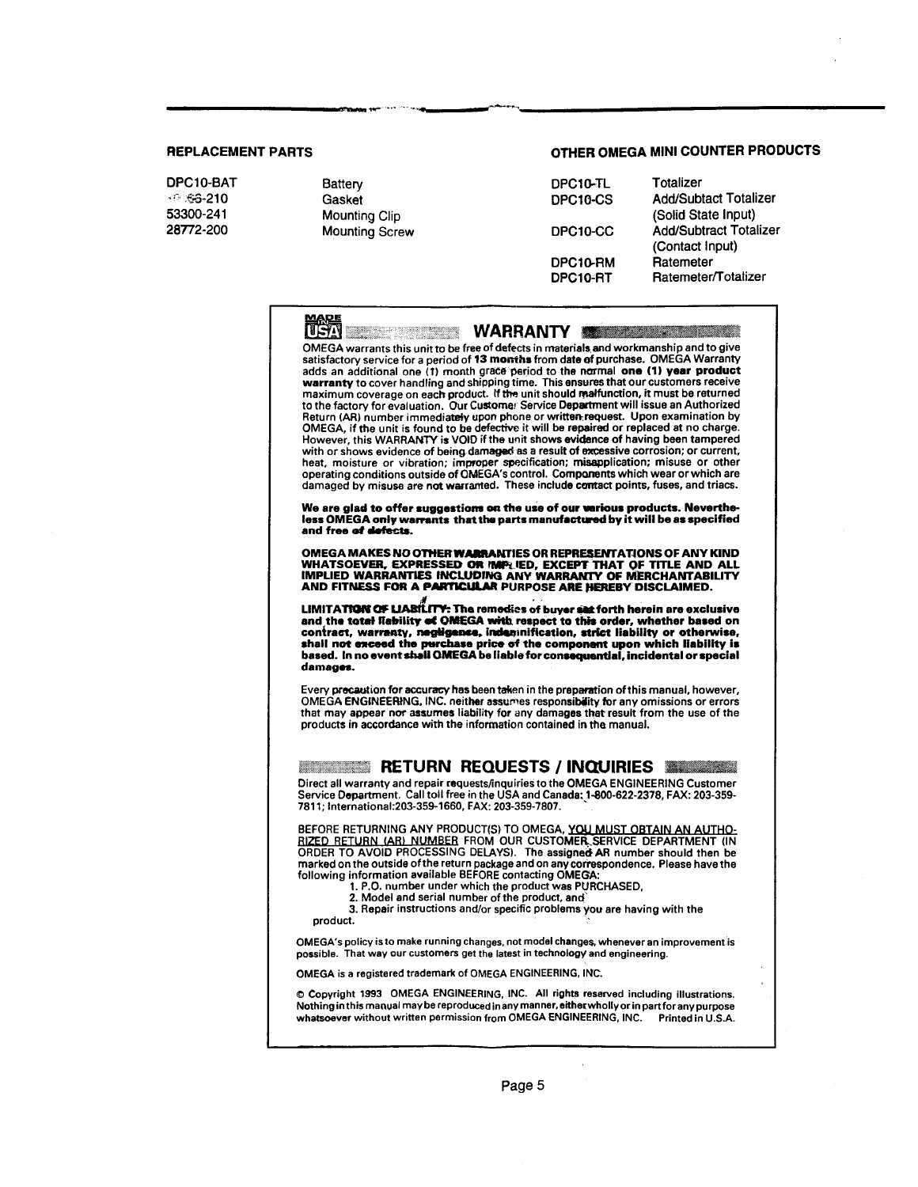## REPLACEMENT PARTS

| | |
|---|---|
| DPC10-BAT | Battery |
| 66-210 | Gasket |
| 53300-241 | Mounting Clip |
| 28772-200 | Mounting Screw |

## OTHER OMEGA MINI COUNTER PRODUCTS

| | |
|---|---|
| DPC10-TL | Totalizer |
| DPC10-CS | Add/Subtact Totalizer (Solid State Input) |
| DPC10-CC | Add/Subtract Totalizer (Contact Input) |
| DPC10-RM | Ratemeter |
| DPC10-RT | Ratemeter/Totalizer |

## WARRANTY

OMEGA warrants this unit to be free of defects in materials and workmanship and to give satisfactory service for a period of **13 months** from date of purchase. OMEGA Warranty adds an additional one (1) month grace period to the normal **one (1) year product warranty** to cover handling and shipping time. This ensures that our customers receive maximum coverage on each product. If the unit should malfunction, it must be returned to the factory for evaluation. Our Customer Service Department will issue an Authorized Return (AR) number immediately upon phone or written request. Upon examination by OMEGA, if the unit is found to be defective it will be repaired or replaced at no charge. However, this WARRANTY is VOID if the unit shows evidence of having been tampered with or shows evidence of being damaged as a result of excessive corrosion; or current, heat, moisture or vibration; improper specification; misapplication; misuse or other operating conditions outside of OMEGA's control. Components which wear or which are damaged by misuse are not warranted. These include contact points, fuses, and triacs.

**We are glad to offer suggestions on the use of our various products. Nevertheless OMEGA only warrants that the parts manufactured by it will be as specified and free of defects.**

**OMEGA MAKES NO OTHER WARRANTIES OR REPRESENTATIONS OF ANY KIND WHATSOEVER, EXPRESSED OR IMPLIED, EXCEPT THAT OF TITLE AND ALL IMPLIED WARRANTIES INCLUDING ANY WARRANTY OF MERCHANTABILITY AND FITNESS FOR A PARTICULAR PURPOSE ARE HEREBY DISCLAIMED.**

**LIMITATION OF LIABILITY: The remedies of buyer set forth herein are exclusive and the total liability of OMEGA with respect to this order, whether based on contract, warranty, negligence, indemnification, strict liability or otherwise, shall not exceed the purchase price of the component upon which liability is based. In no event shall OMEGA be liable for consequential, incidental or special damages.**

Every precaution for accuracy has been taken in the preparation of this manual, however, OMEGA ENGINEERING, INC. neither assumes responsibility for any omissions or errors that may appear nor assumes liability for any damages that result from the use of the products in accordance with the information contained in the manual.

## RETURN REQUESTS / INQUIRIES

Direct all warranty and repair requests/inquiries to the OMEGA ENGINEERING Customer Service Department. Call toll free in the USA and Canada: 1-800-622-2378, FAX: 203-359-7811; International:203-359-1660, FAX: 203-359-7807.

BEFORE RETURNING ANY PRODUCT(S) TO OMEGA, YOU MUST OBTAIN AN AUTHORIZED RETURN (AR) NUMBER FROM OUR CUSTOMER SERVICE DEPARTMENT (IN ORDER TO AVOID PROCESSING DELAYS). The assigned AR number should then be marked on the outside of the return package and on any correspondence. Please have the following information available BEFORE contacting OMEGA:

1. P.O. number under which the product was PURCHASED,
2. Model and serial number of the product, and
3. Repair instructions and/or specific problems you are having with the product.

OMEGA's policy is to make running changes, not model changes, whenever an improvement is possible. That way our customers get the latest in technology and engineering.

OMEGA is a registered trademark of OMEGA ENGINEERING, INC.

© Copyright 1993 OMEGA ENGINEERING, INC. All rights reserved including illustrations. Nothing in this manual may be reproduced in any manner, either wholly or in part for any purpose whatsoever without written permission from OMEGA ENGINEERING, INC. Printed in U.S.A.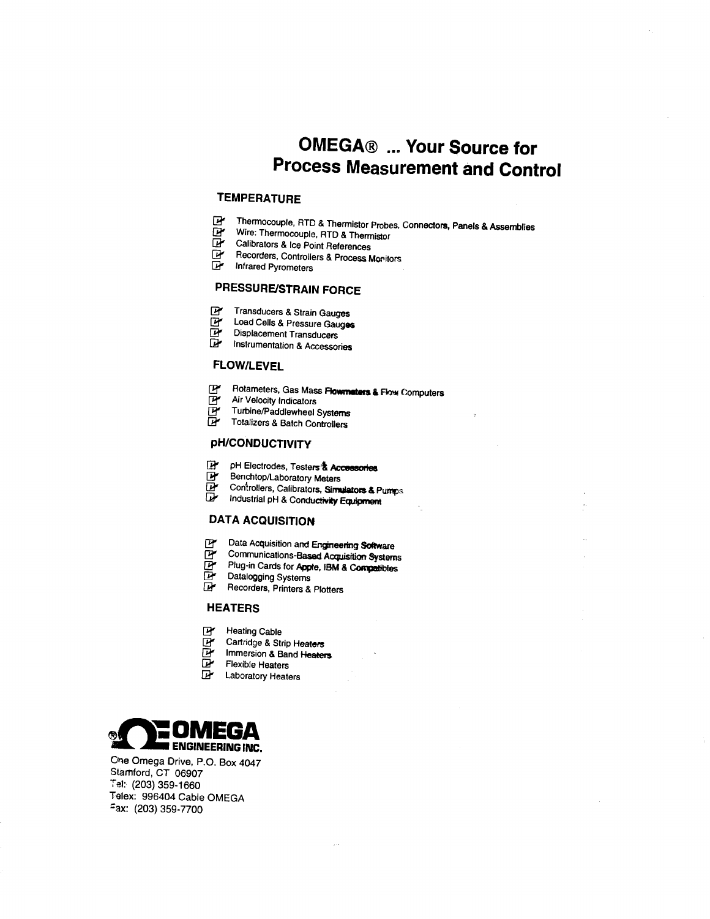# OMEGA® ... Your Source for Process Measurement and Control

## TEMPERATURE

- Thermocouple, RTD & Thermistor Probes, Connectors, Panels & Assemblies
- Wire: Thermocouple, RTD & Thermistor
- Calibrators & Ice Point References
- Recorders, Controllers & Process Monitors
- Infrared Pyrometers

## PRESSURE/STRAIN FORCE

- Transducers & Strain Gauges
- Load Cells & Pressure Gauges
- Displacement Transducers
- Instrumentation & Accessories

## FLOW/LEVEL

- Rotameters, Gas Mass Flowmeters & Flow Computers
- Air Velocity Indicators
- Turbine/Paddlewheel Systems
- Totalizers & Batch Controllers

## pH/CONDUCTIVITY

- pH Electrodes, Testers & Accessories
- Benchtop/Laboratory Meters
- Controllers, Calibrators, Simulators & Pumps
- Industrial pH & Conductivity Equipment

## DATA ACQUISITION

- Data Acquisition and Engineering Software
- Communications-Based Acquisition Systems
- Plug-in Cards for Apple, IBM & Compatibles
- Datalogging Systems
- Recorders, Printers & Plotters

## HEATERS

- Heating Cable
- Cartridge & Strip Heaters
- Immersion & Band Heaters
- Flexible Heaters
- Laboratory Heaters

**OMEGA ENGINEERING INC.**

One Omega Drive, P.O. Box 4047
Stamford, CT 06907
Tel: (203) 359-1660
Telex: 996404 Cable OMEGA
Fax: (203) 359-7700